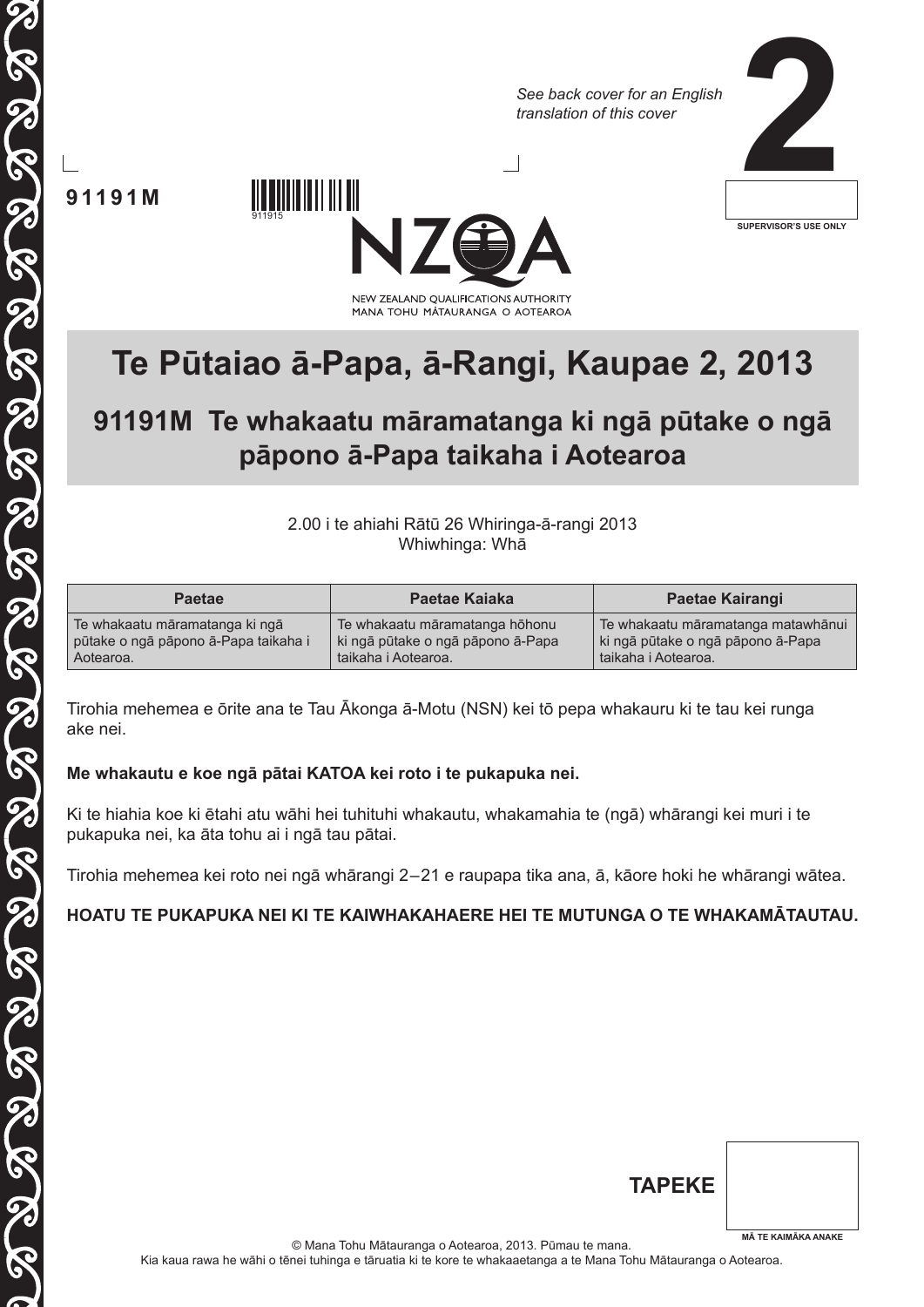*See back cover for an English translation of this cover*

# 2

SUPERVISOR'S USE ONLY

91191M

911915

NEW ZEALAND QUALIFICATIONS AUTHORITY
MANA TOHU MĀTAURANGA O AOTEAROA

# Te Pūtaiao ā-Papa, ā-Rangi, Kaupae 2, 2013

## 91191M Te whakaatu māramatanga ki ngā pūtake o ngā pāpono ā-Papa taikaha i Aotearoa

2.00 i te ahiahi Rātū 26 Whiringa-ā-rangi 2013
Whiwhinga: Whā

| Paetae | Paetae Kaiaka | Paetae Kairangi |
|---|---|---|
| Te whakaatu māramatanga ki ngā pūtake o ngā pāpono ā-Papa taikaha i Aotearoa. | Te whakaatu māramatanga hōhonu ki ngā pūtake o ngā pāpono ā-Papa taikaha i Aotearoa. | Te whakaatu māramatanga matawhānui ki ngā pūtake o ngā pāpono ā-Papa taikaha i Aotearoa. |

Tirohia mehemea e ōrite ana te Tau Ākonga ā-Motu (NSN) kei tō pepa whakauru ki te tau kei runga ake nei.

**Me whakautu e koe ngā pātai KATOA kei roto i te pukapuka nei.**

Ki te hiahia koe ki ētahi atu wāhi hei tuhituhi whakautu, whakamahia te (ngā) whārangi kei muri i te pukapuka nei, ka āta tohu ai i ngā tau pātai.

Tirohia mehemea kei roto nei ngā whārangi 2–21 e raupapa tika ana, ā, kāore hoki he whārangi wātea.

**HOATU TE PUKAPUKA NEI KI TE KAIWHAKAHAERE HEI TE MUTUNGA O TE WHAKAMĀTAUTAU.**

**TAPEKE**

MĀ TE KAIMĀKA ANAKE

© Mana Tohu Mātauranga o Aotearoa, 2013. Pūmau te mana.
Kia kaua rawa he wāhi o tēnei tuhinga e tāruatia ki te kore te whakaaetanga a te Mana Tohu Mātauranga o Aotearoa.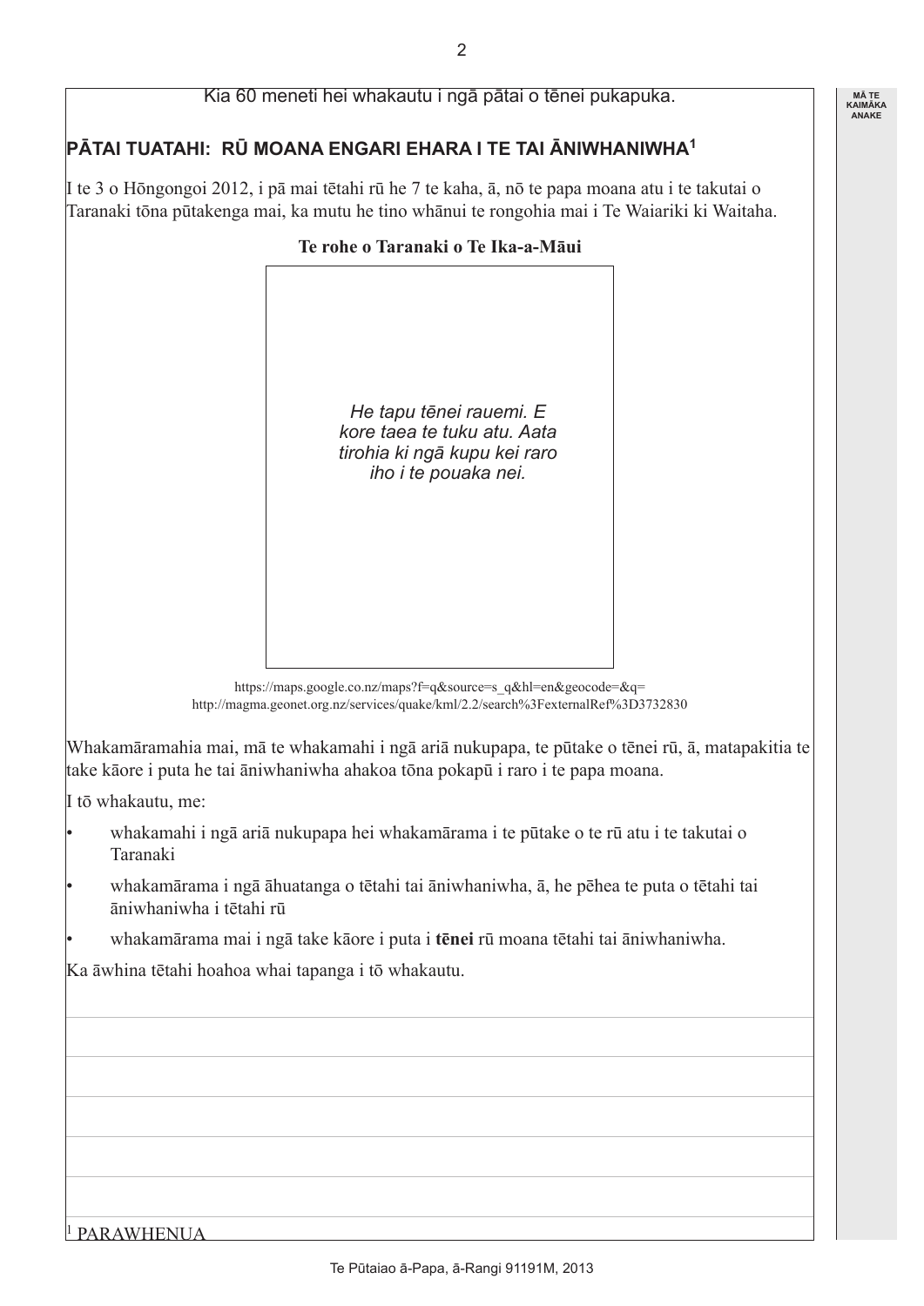Kia 60 meneti hei whakautu i ngā pātai o tēnei pukapuka.

## PĀTAI TUATAHI: RŪ MOANA ENGARI EHARA I TE TAI ĀNIWHANIWHA[1]

I te 3 o Hōngongoi 2012, i pā mai tētahi rū he 7 te kaha, ā, nō te papa moana atu i te takutai o Taranaki tōna pūtakenga mai, ka mutu he tino whānui te rongohia mai i Te Waiariki ki Waitaha.

**Te rohe o Taranaki o Te Ika-a-Māui**

*He tapu tēnei rauemi. E kore taea te tuku atu. Aata tirohia ki ngā kupu kei raro iho i te pouaka nei.*

https://maps.google.co.nz/maps?f=q&source=s_q&hl=en&geocode=&q=http://magma.geonet.org.nz/services/quake/kml/2.2/search%3FexternalRef%3D3732830

Whakamāramahia mai, mā te whakamahi i ngā ariā nukupapa, te pūtake o tēnei rū, ā, matapakitia te take kāore i puta he tai āniwhaniwha ahakoa tōna pokapū i raro i te papa moana.

I tō whakautu, me:

- whakamahi i ngā ariā nukupapa hei whakamārama i te pūtake o te rū atu i te takutai o Taranaki
- whakamārama i ngā āhuatanga o tētahi tai āniwhaniwha, ā, he pēhea te puta o tētahi tai āniwhaniwha i tētahi rū
- whakamārama mai i ngā take kāore i puta i **tēnei** rū moana tētahi tai āniwhaniwha.

Ka āwhina tētahi hoahoa whai tapanga i tō whakautu.

[1] PARAWHENUA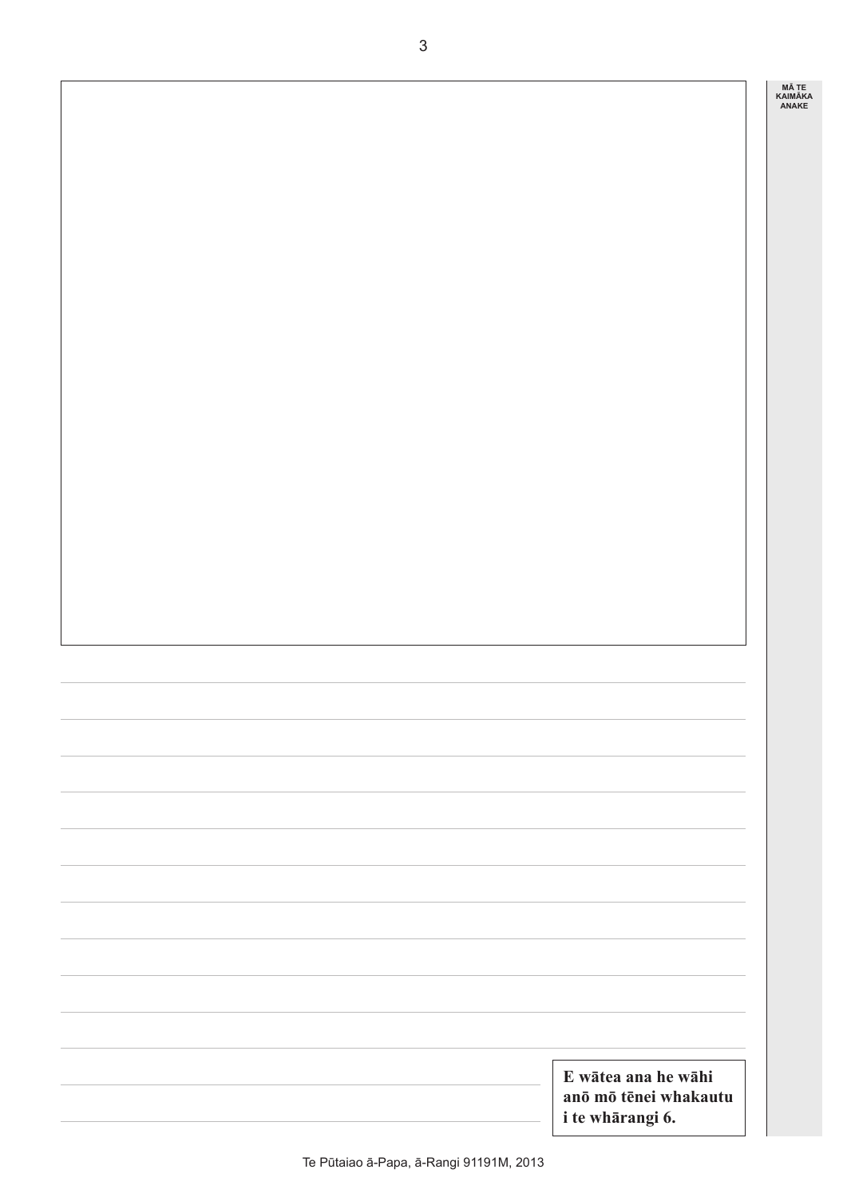**E wātea ana he wāhi anō mō tēnei whakautu i te whārangi 6.**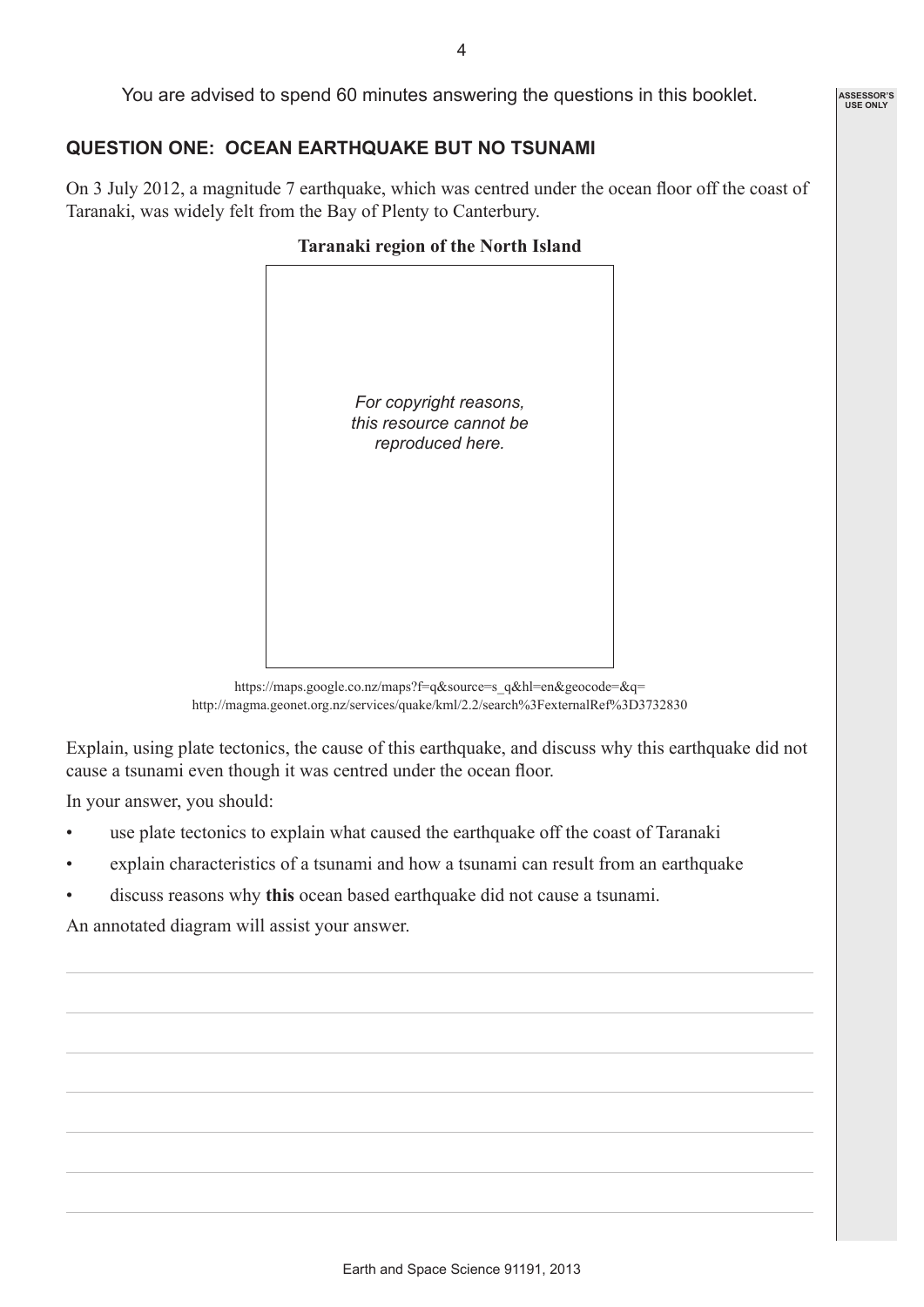You are advised to spend 60 minutes answering the questions in this booklet.

## QUESTION ONE: OCEAN EARTHQUAKE BUT NO TSUNAMI

On 3 July 2012, a magnitude 7 earthquake, which was centred under the ocean floor off the coast of Taranaki, was widely felt from the Bay of Plenty to Canterbury.

**Taranaki region of the North Island**

*For copyright reasons, this resource cannot be reproduced here.*

https://maps.google.co.nz/maps?f=q&source=s_q&hl=en&geocode=&q=http://magma.geonet.org.nz/services/quake/kml/2.2/search%3FexternalRef%3D3732830

Explain, using plate tectonics, the cause of this earthquake, and discuss why this earthquake did not cause a tsunami even though it was centred under the ocean floor.

In your answer, you should:

- use plate tectonics to explain what caused the earthquake off the coast of Taranaki
- explain characteristics of a tsunami and how a tsunami can result from an earthquake
- discuss reasons why **this** ocean based earthquake did not cause a tsunami.

An annotated diagram will assist your answer.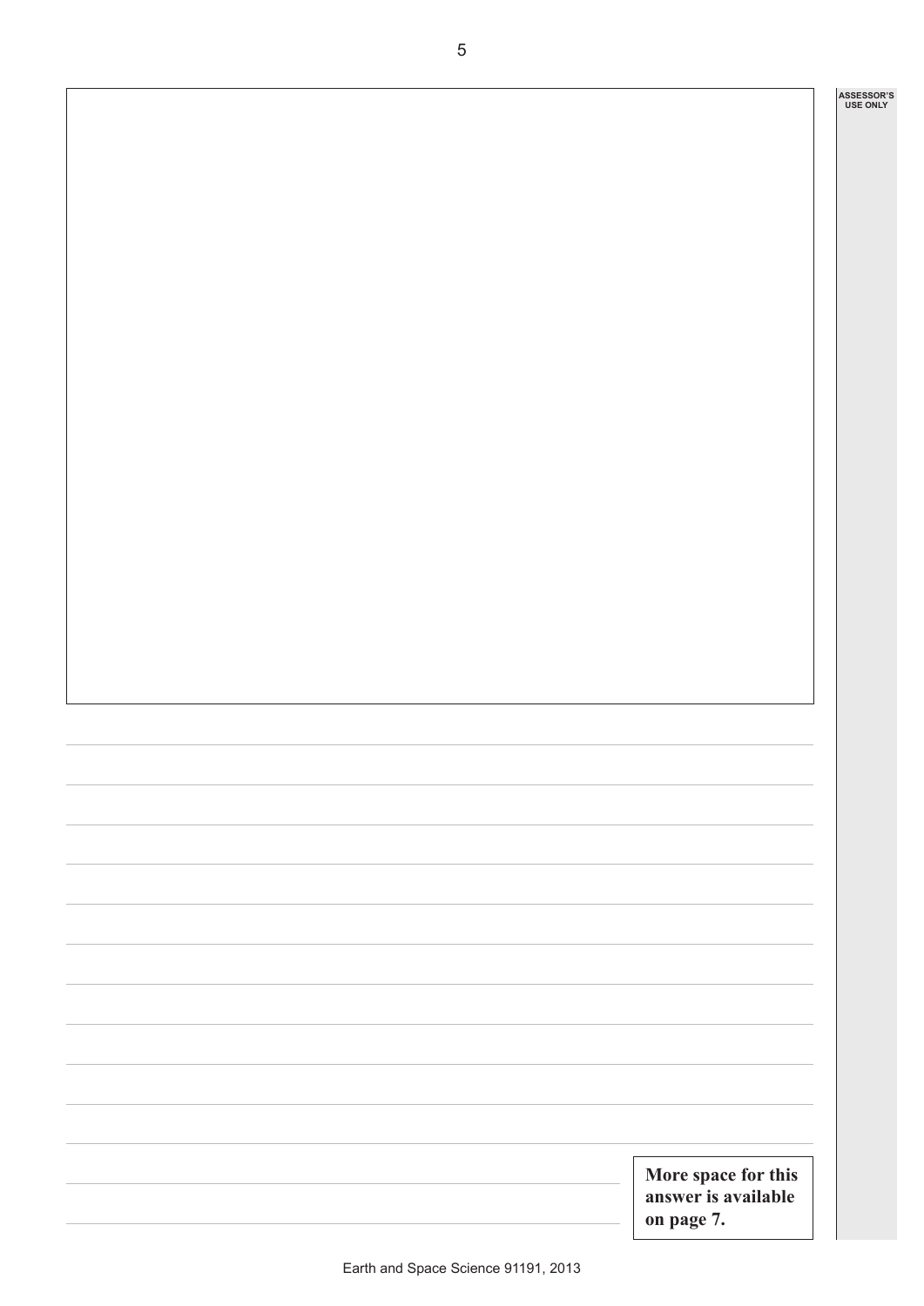More space for this answer is available on page 7.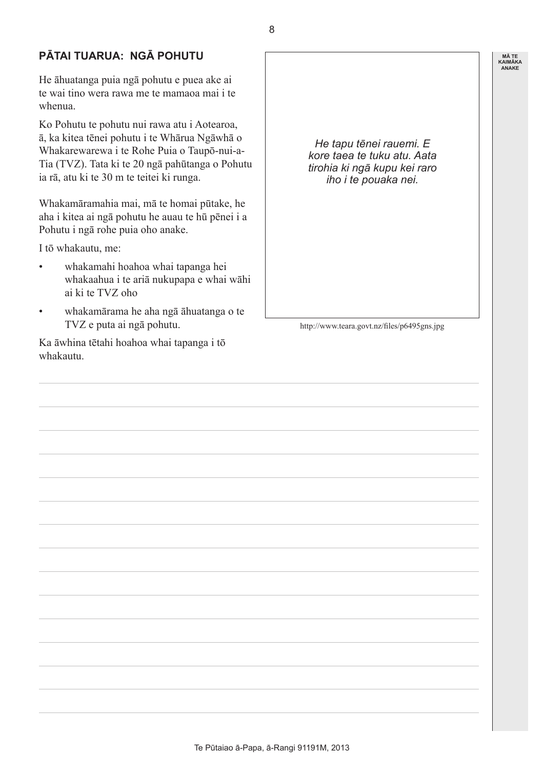## PĀTAI TUARUA: NGĀ POHUTU

He āhuatanga puia ngā pohutu e puea ake ai te wai tino wera rawa me te mamaoa mai i te whenua.

Ko Pohutu te pohutu nui rawa atu i Aotearoa, ā, ka kitea tēnei pohutu i te Whārua Ngāwhā o Whakarewarewa i te Rohe Puia o Taupō-nui-a-Tia (TVZ). Tata ki te 20 ngā pahūtanga o Pohutu ia rā, atu ki te 30 m te teitei ki runga.

*He tapu tēnei rauemi. E kore taea te tuku atu. Aata tirohia ki ngā kupu kei raro iho i te pouaka nei.*

http://www.teara.govt.nz/files/p6495gns.jpg

Whakamāramahia mai, mā te homai pūtake, he aha i kitea ai ngā pohutu he auau te hū pēnei i a Pohutu i ngā rohe puia oho anake.

I tō whakautu, me:

- whakamahi hoahoa whai tapanga hei whakaahua i te ariā nukupapa e whai wāhi ai ki te TVZ oho
- whakamārama he aha ngā āhuatanga o te TVZ e puta ai ngā pohutu.

Ka āwhina tētahi hoahoa whai tapanga i tō whakautu.

MĀ TE KAIMĀKA ANAKE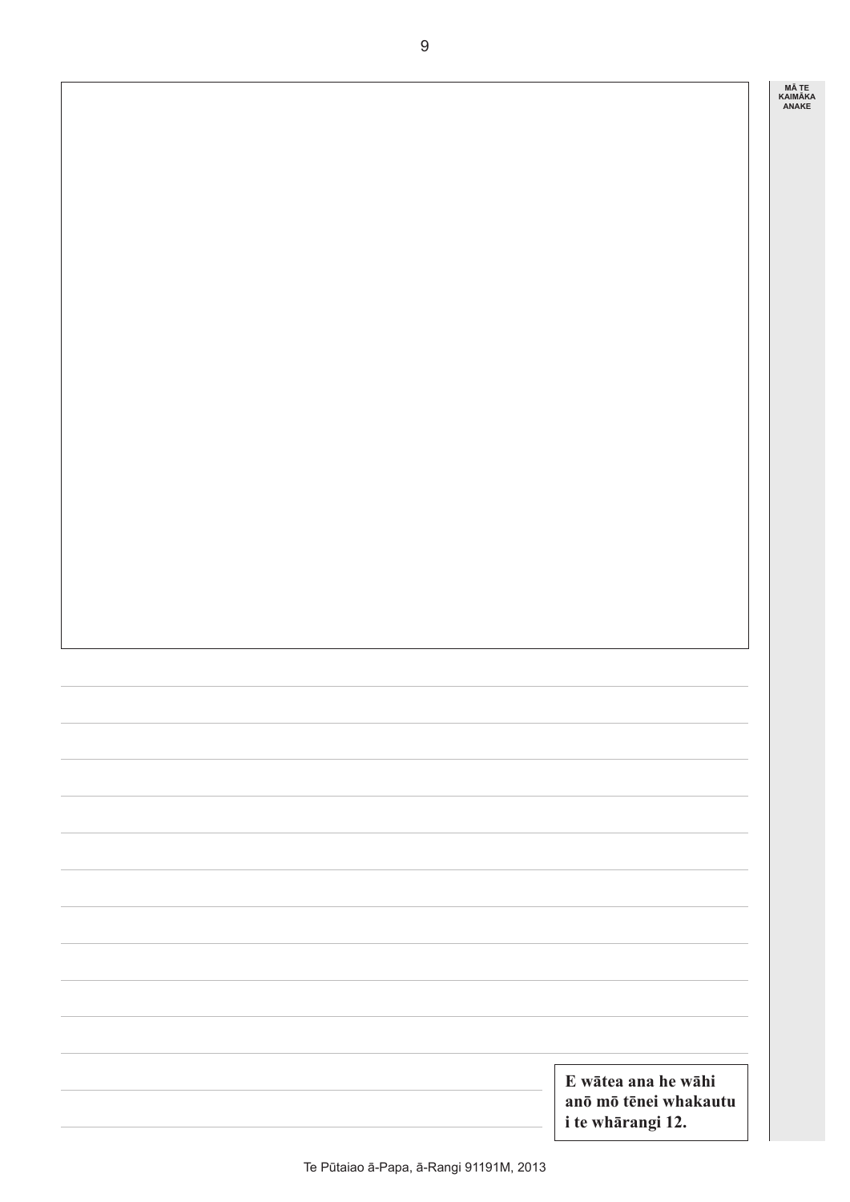MĀ TE KAIMĀKA ANAKE

**E wātea ana he wāhi anō mō tēnei whakautu i te whārangi 12.**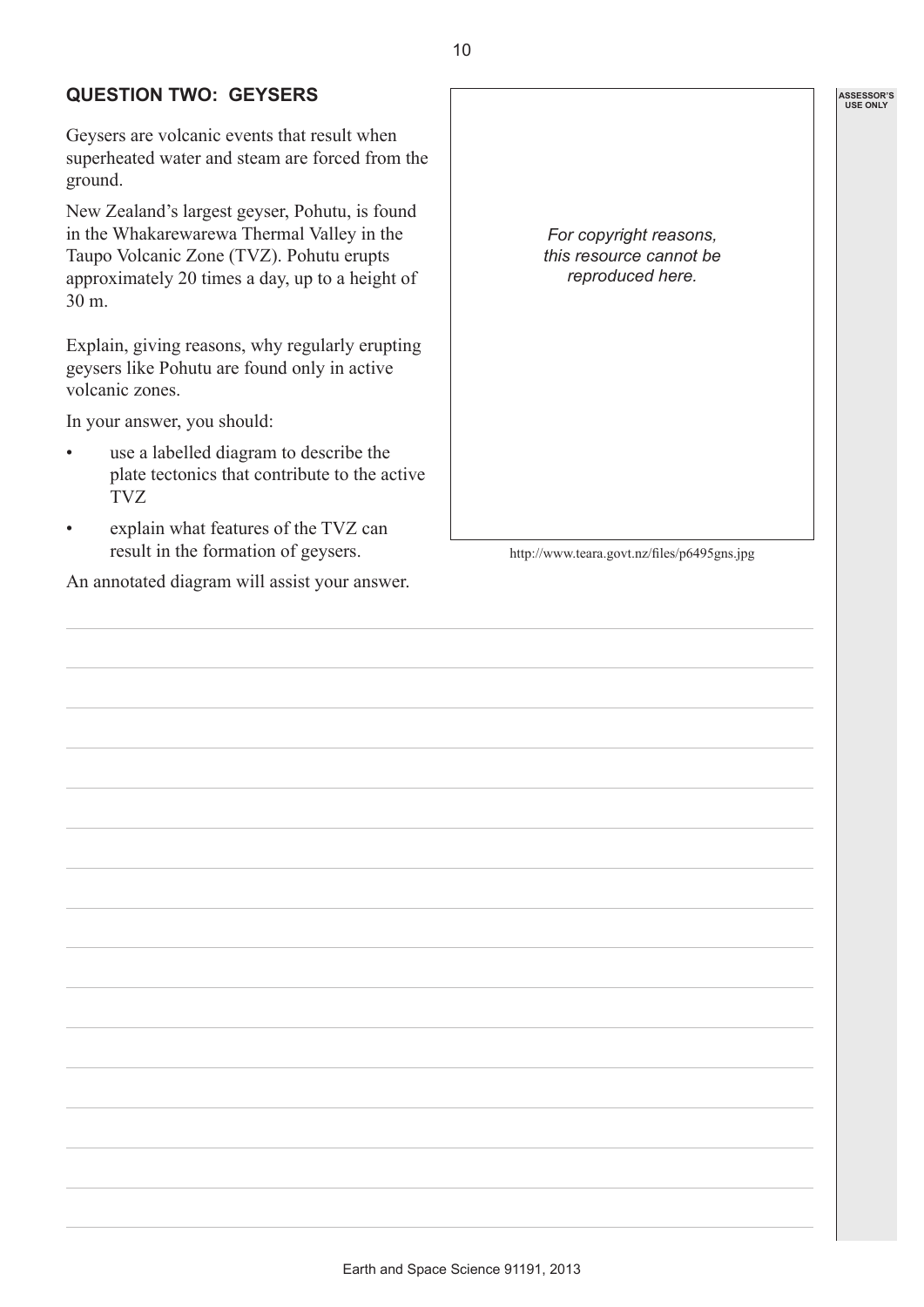## QUESTION TWO: GEYSERS

Geysers are volcanic events that result when superheated water and steam are forced from the ground.

New Zealand's largest geyser, Pohutu, is found in the Whakarewarewa Thermal Valley in the Taupo Volcanic Zone (TVZ). Pohutu erupts approximately 20 times a day, up to a height of 30 m.

Explain, giving reasons, why regularly erupting geysers like Pohutu are found only in active volcanic zones.

In your answer, you should:

- use a labelled diagram to describe the plate tectonics that contribute to the active TVZ
- explain what features of the TVZ can result in the formation of geysers.

An annotated diagram will assist your answer.

*For copyright reasons, this resource cannot be reproduced here.*

http://www.teara.govt.nz/files/p6495gns.jpg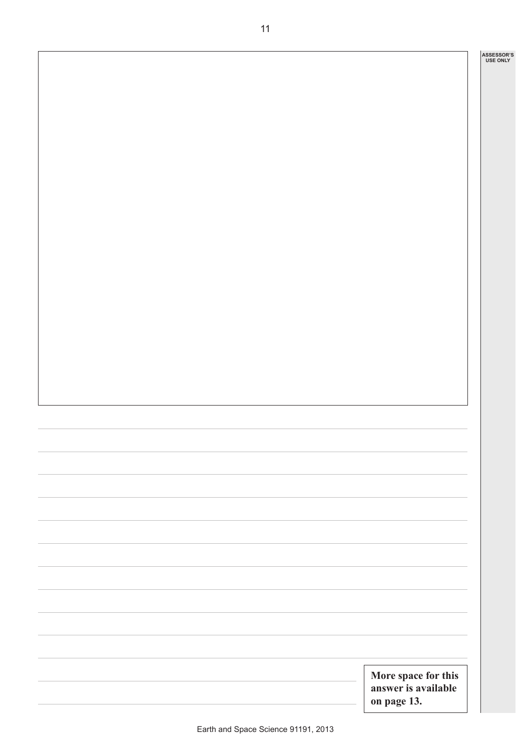**More space for this answer is available on page 13.**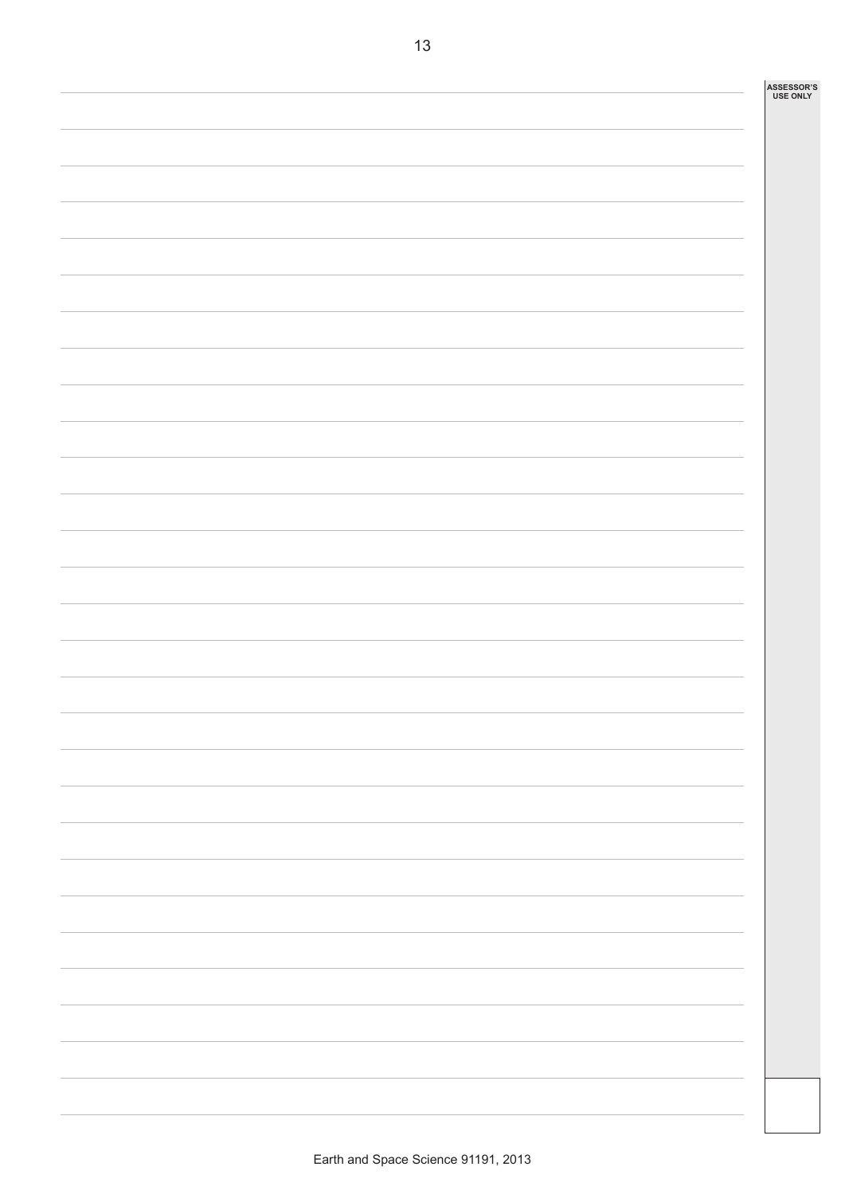ASSESSOR'S USE ONLY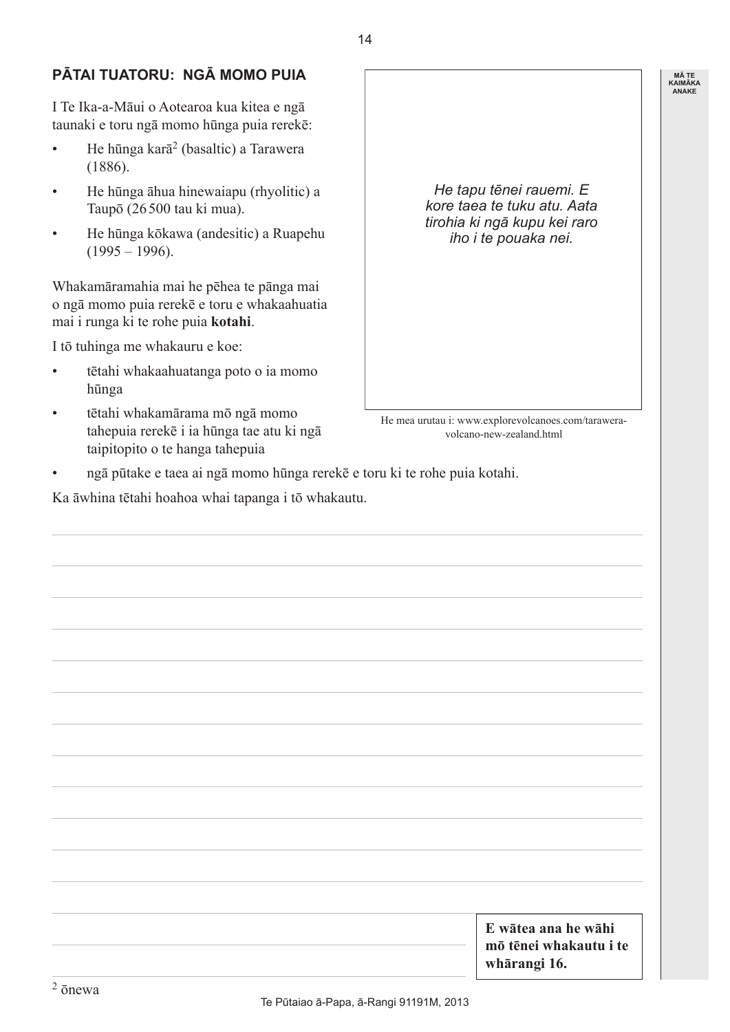## PĀTAI TUATORU: NGĀ MOMO PUIA

I Te Ika-a-Māui o Aotearoa kua kitea e ngā taunaki e toru ngā momo hūnga puia rerekē:

- He hūnga karā[2] (basaltic) a Tarawera (1886).
- He hūnga āhua hinewaiapu (rhyolitic) a Taupō (26 500 tau ki mua).
- He hūnga kōkawa (andesitic) a Ruapehu (1995 – 1996).

*He tapu tēnei rauemi. E kore taea te tuku atu. Aata tirohia ki ngā kupu kei raro iho i te pouaka nei.*

He mea urutau i: www.explorevolcanoes.com/tarawera-volcano-new-zealand.html

Whakamāramahia mai he pēhea te pānga mai o ngā momo puia rerekē e toru e whakaahuatia mai i runga ki te rohe puia **kotahi**.

I tō tuhinga me whakauru e koe:

- tētahi whakaahuatanga poto o ia momo hūnga
- tētahi whakamārama mō ngā momo tahepuia rerekē i ia hūnga tae atu ki ngā taipitopito o te hanga tahepuia
- ngā pūtake e taea ai ngā momo hūnga rerekē e toru ki te rohe puia kotahi.

Ka āwhina tētahi hoahoa whai tapanga i tō whakautu.

**E wātea ana he wāhi mō tēnei whakautu i te whārangi 16.**

[2] ōnewa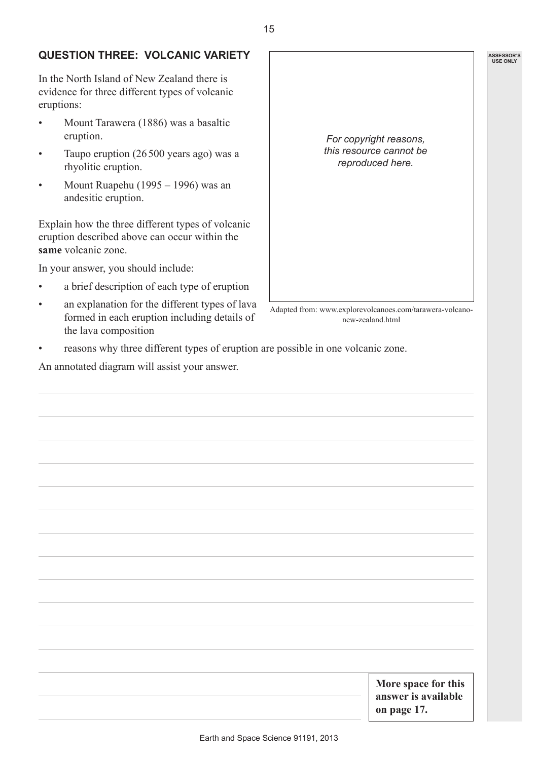## QUESTION THREE: VOLCANIC VARIETY

In the North Island of New Zealand there is evidence for three different types of volcanic eruptions:

- Mount Tarawera (1886) was a basaltic eruption.
- Taupo eruption (26 500 years ago) was a rhyolitic eruption.
- Mount Ruapehu (1995 – 1996) was an andesitic eruption.

Explain how the three different types of volcanic eruption described above can occur within the **same** volcanic zone.

In your answer, you should include:

- a brief description of each type of eruption
- an explanation for the different types of lava formed in each eruption including details of the lava composition
- reasons why three different types of eruption are possible in one volcanic zone.

An annotated diagram will assist your answer.

*For copyright reasons, this resource cannot be reproduced here.*

Adapted from: www.explorevolcanoes.com/tarawera-volcano-new-zealand.html

**More space for this answer is available on page 17.**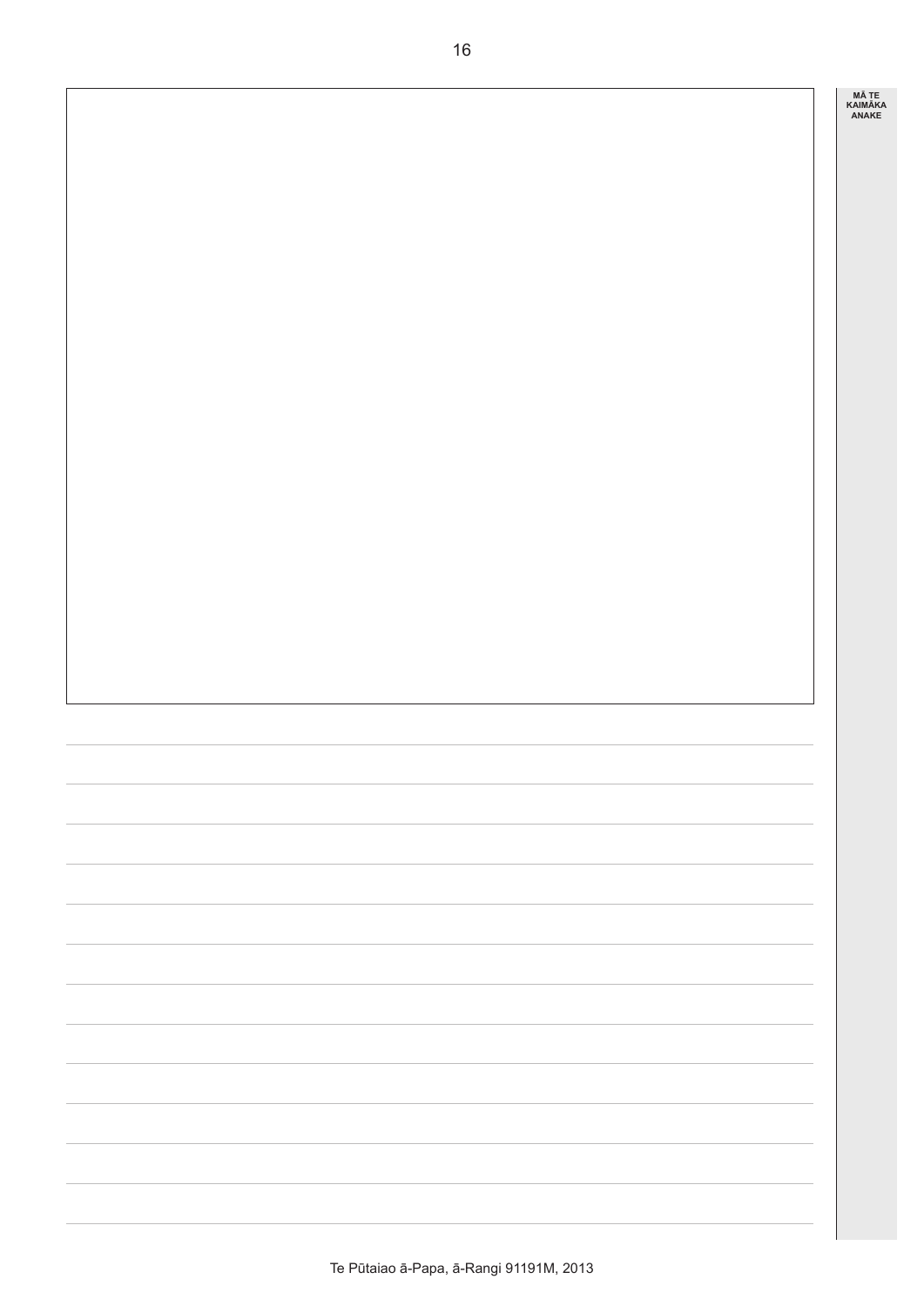MĀ TE KAIMĀKA ANAKE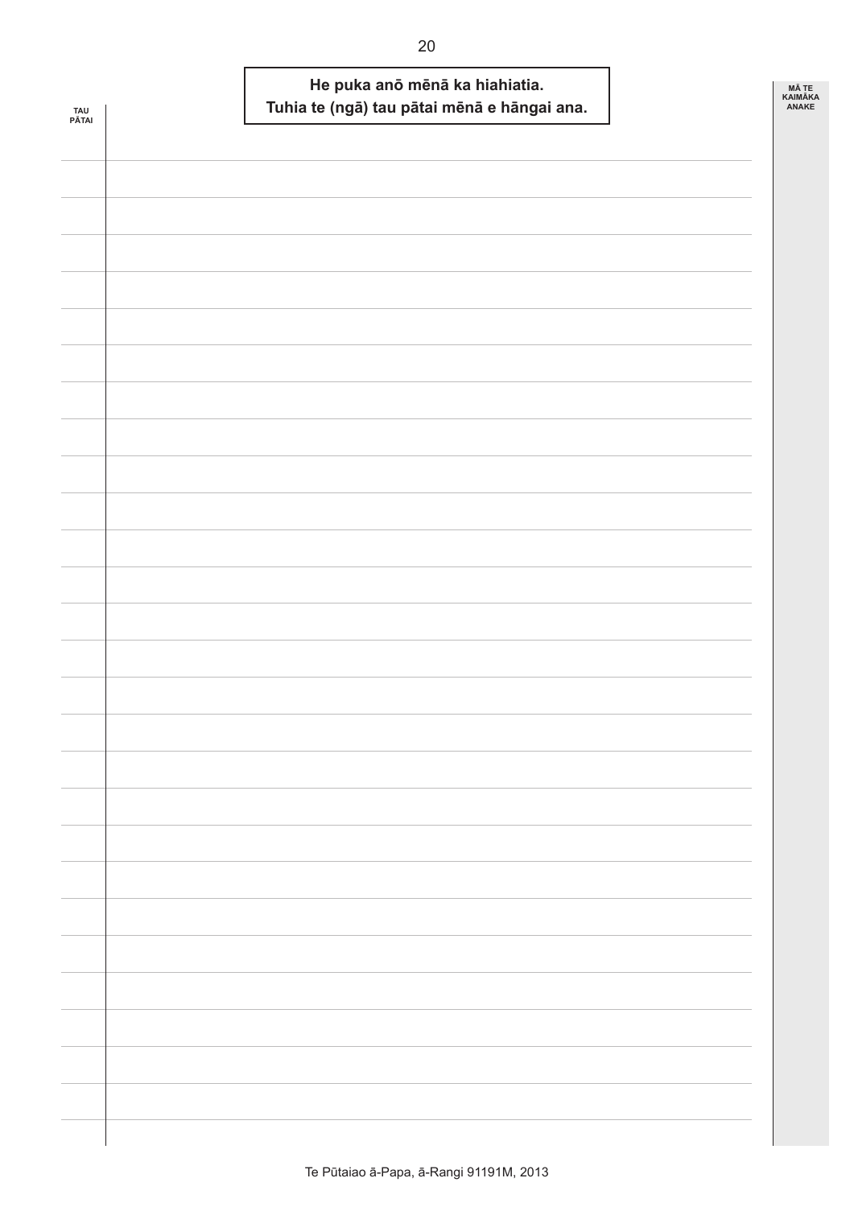**He puka anō mēnā ka hiahiatia.**
**Tuhia te (ngā) tau pātai mēnā e hāngai ana.**

TAU PĀTAI

MĀ TE KAIMĀKA ANAKE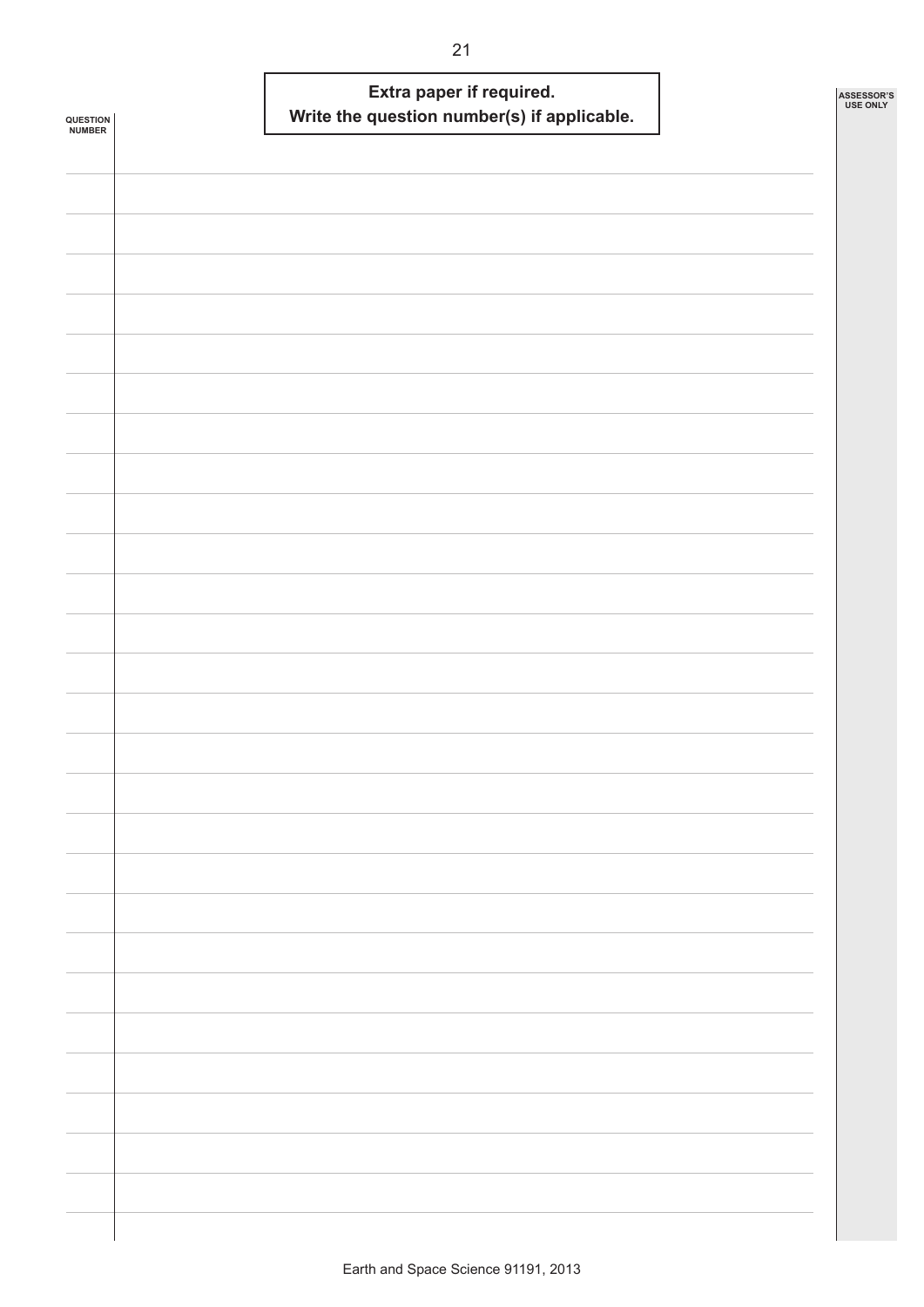**Extra paper if required.**
**Write the question number(s) if applicable.**

QUESTION NUMBER

ASSESSOR'S USE ONLY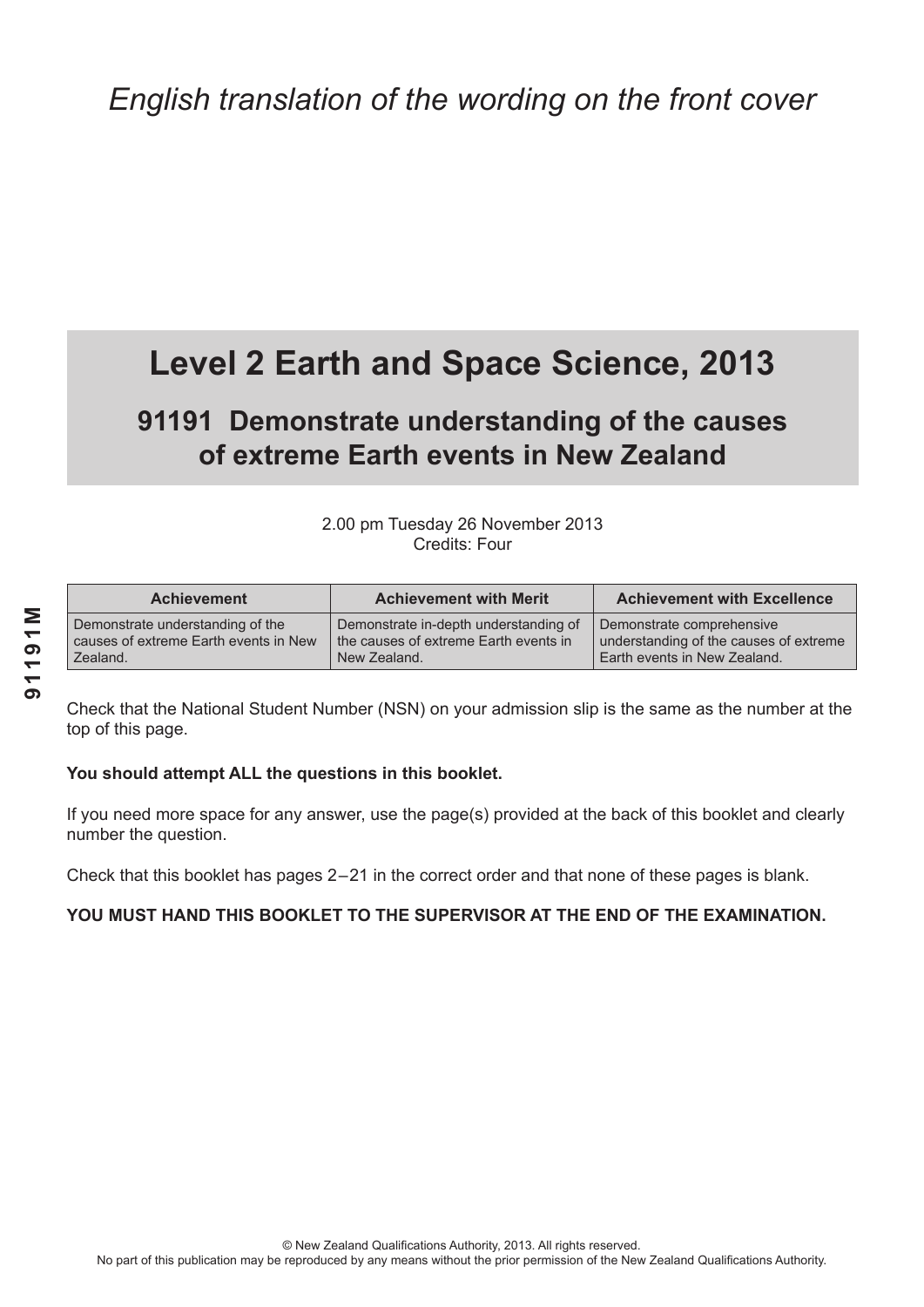*English translation of the wording on the front cover*

# Level 2 Earth and Space Science, 2013

## 91191 Demonstrate understanding of the causes of extreme Earth events in New Zealand

2.00 pm Tuesday 26 November 2013
Credits: Four

| Achievement | Achievement with Merit | Achievement with Excellence |
|---|---|---|
| Demonstrate understanding of the causes of extreme Earth events in New Zealand. | Demonstrate in-depth understanding of the causes of extreme Earth events in New Zealand. | Demonstrate comprehensive understanding of the causes of extreme Earth events in New Zealand. |

Check that the National Student Number (NSN) on your admission slip is the same as the number at the top of this page.

**You should attempt ALL the questions in this booklet.**

If you need more space for any answer, use the page(s) provided at the back of this booklet and clearly number the question.

Check that this booklet has pages 2–21 in the correct order and that none of these pages is blank.

**YOU MUST HAND THIS BOOKLET TO THE SUPERVISOR AT THE END OF THE EXAMINATION.**

© New Zealand Qualifications Authority, 2013. All rights reserved.
No part of this publication may be reproduced by any means without the prior permission of the New Zealand Qualifications Authority.